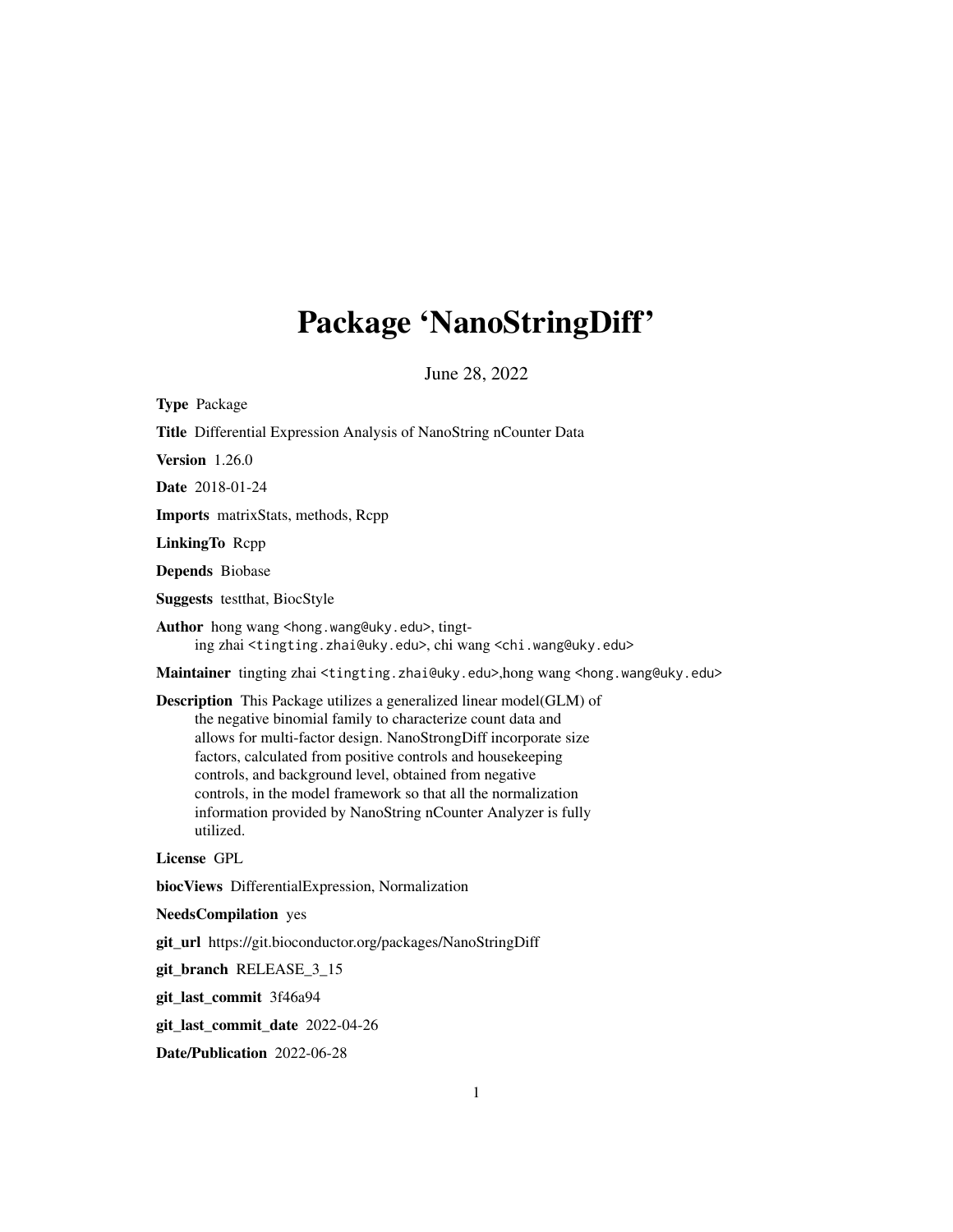# Package 'NanoStringDiff'

June 28, 2022

**Type** Package

**Title** Differential Expression Analysis of NanoString nCounter Data

**Version** 1.26.0

**Date** 2018-01-24

**Imports** matrixStats, methods, Rcpp

**LinkingTo** Rcpp

**Depends** Biobase

**Suggests** testthat, BiocStyle

**Author** hong wang <hong.wang@uky.edu>, tingting zhai <tingting.zhai@uky.edu>, chi wang <chi.wang@uky.edu>

**Maintainer** tingting zhai <tingting.zhai@uky.edu>,hong wang <hong.wang@uky.edu>

**Description** This Package utilizes a generalized linear model(GLM) of the negative binomial family to characterize count data and allows for multi-factor design. NanoStrongDiff incorporate size factors, calculated from positive controls and housekeeping controls, and background level, obtained from negative controls, in the model framework so that all the normalization information provided by NanoString nCounter Analyzer is fully utilized.

**License** GPL

**biocViews** DifferentialExpression, Normalization

**NeedsCompilation** yes

**git_url** https://git.bioconductor.org/packages/NanoStringDiff

**git_branch** RELEASE_3_15

**git_last_commit** 3f46a94

**git_last_commit_date** 2022-04-26

**Date/Publication** 2022-06-28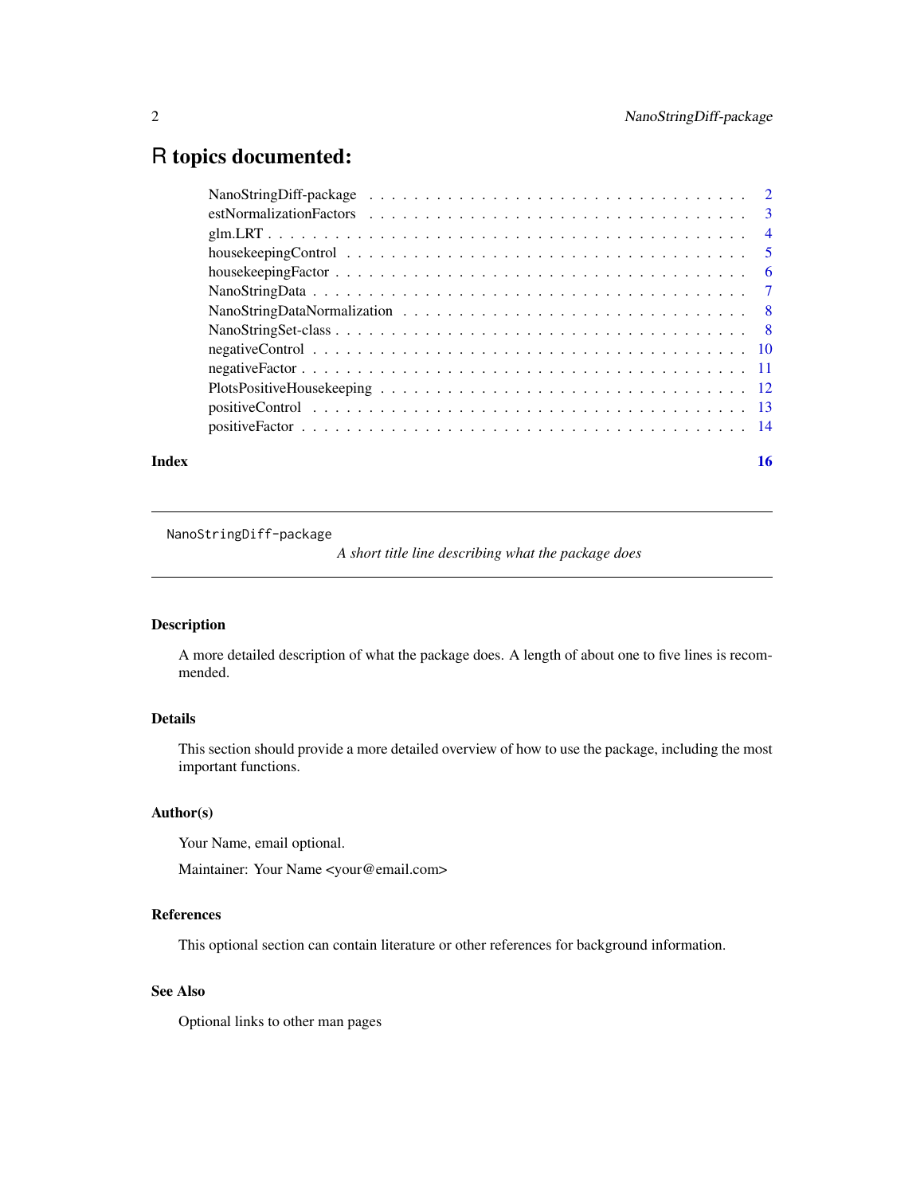# R topics documented:

| | |
|---|---|
| NanoStringDiff-package | 2 |
| estNormalizationFactors | 3 |
| glm.LRT | 4 |
| housekeepingControl | 5 |
| housekeepingFactor | 6 |
| NanoStringData | 7 |
| NanoStringDataNormalization | 8 |
| NanoStringSet-class | 8 |
| negativeControl | 10 |
| negativeFactor | 11 |
| PlotsPositiveHousekeeping | 12 |
| positiveControl | 13 |
| positiveFactor | 14 |
| **Index** | **16** |

---

`NanoStringDiff-package` *A short title line describing what the package does*

---

## Description

A more detailed description of what the package does. A length of about one to five lines is recommended.

## Details

This section should provide a more detailed overview of how to use the package, including the most important functions.

## Author(s)

Your Name, email optional.

Maintainer: Your Name <your@email.com>

## References

This optional section can contain literature or other references for background information.

## See Also

Optional links to other man pages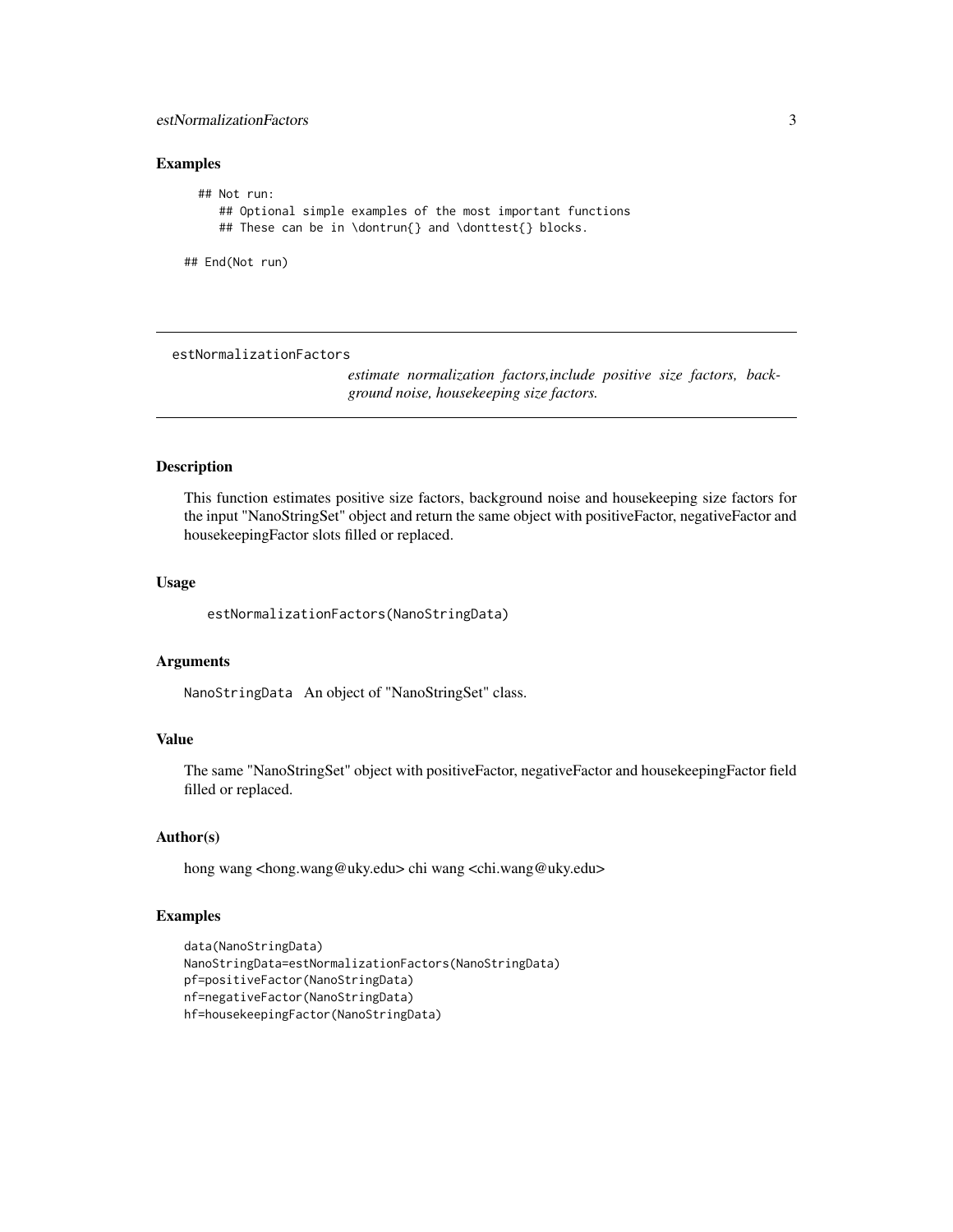### Examples

```
## Not run:
   ## Optional simple examples of the most important functions
   ## These can be in \dontrun{} and \donttest{} blocks.

## End(Not run)
```

---

## estNormalizationFactors

*estimate normalization factors,include positive size factors, background noise, housekeeping size factors.*

---

### Description

This function estimates positive size factors, background noise and housekeeping size factors for the input "NanoStringSet" object and return the same object with positiveFactor, negativeFactor and housekeepingFactor slots filled or replaced.

### Usage

```
estNormalizationFactors(NanoStringData)
```

### Arguments

`NanoStringData` An object of "NanoStringSet" class.

### Value

The same "NanoStringSet" object with positiveFactor, negativeFactor and housekeepingFactor field filled or replaced.

### Author(s)

hong wang <hong.wang@uky.edu> chi wang <chi.wang@uky.edu>

### Examples

```
data(NanoStringData)
NanoStringData=estNormalizationFactors(NanoStringData)
pf=positiveFactor(NanoStringData)
nf=negativeFactor(NanoStringData)
hf=housekeepingFactor(NanoStringData)
```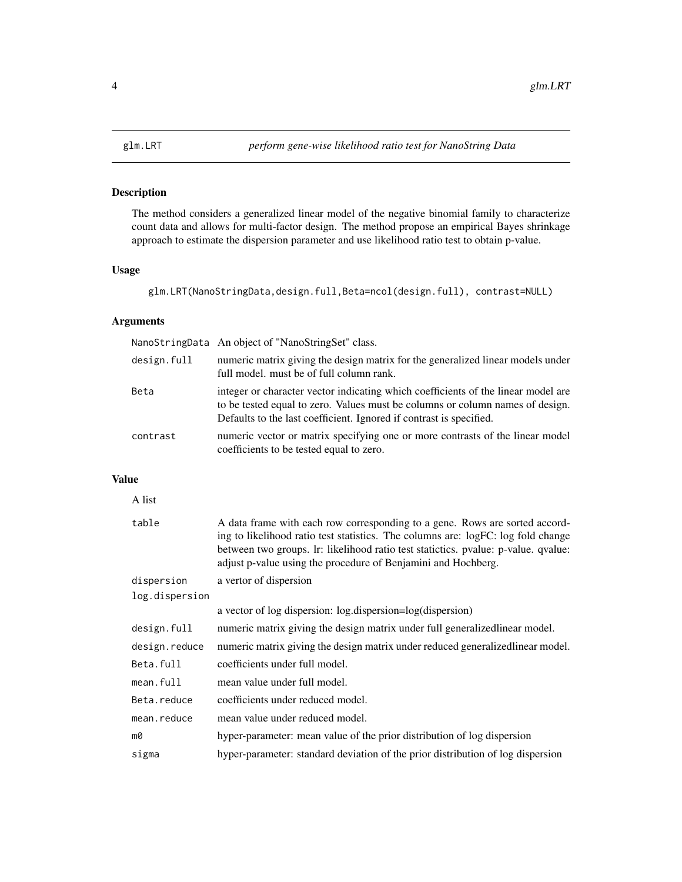# glm.LRT *perform gene-wise likelihood ratio test for NanoString Data*

## Description

The method considers a generalized linear model of the negative binomial family to characterize count data and allows for multi-factor design. The method propose an empirical Bayes shrinkage approach to estimate the dispersion parameter and use likelihood ratio test to obtain p-value.

## Usage

```
glm.LRT(NanoStringData,design.full,Beta=ncol(design.full), contrast=NULL)
```

## Arguments

| | |
|---|---|
| `NanoStringData` | An object of "NanoStringSet" class. |
| `design.full` | numeric matrix giving the design matrix for the generalized linear models under full model. must be of full column rank. |
| `Beta` | integer or character vector indicating which coefficients of the linear model are to be tested equal to zero. Values must be columns or column names of design. Defaults to the last coefficient. Ignored if contrast is specified. |
| `contrast` | numeric vector or matrix specifying one or more contrasts of the linear model coefficients to be tested equal to zero. |

## Value

A list

| | |
|---|---|
| `table` | A data frame with each row corresponding to a gene. Rows are sorted according to likelihood ratio test statistics. The columns are: logFC: log fold change between two groups. lr: likelihood ratio test statictics. pvalue: p-value. qvalue: adjust p-value using the procedure of Benjamini and Hochberg. |
| `dispersion` | a vertor of dispersion |
| `log.dispersion` | a vector of log dispersion: log.dispersion=log(dispersion) |
| `design.full` | numeric matrix giving the design matrix under full generalizedlinear model. |
| `design.reduce` | numeric matrix giving the design matrix under reduced generalizedlinear model. |
| `Beta.full` | coefficients under full model. |
| `mean.full` | mean value under full model. |
| `Beta.reduce` | coefficients under reduced model. |
| `mean.reduce` | mean value under reduced model. |
| `m0` | hyper-parameter: mean value of the prior distribution of log dispersion |
| `sigma` | hyper-parameter: standard deviation of the prior distribution of log dispersion |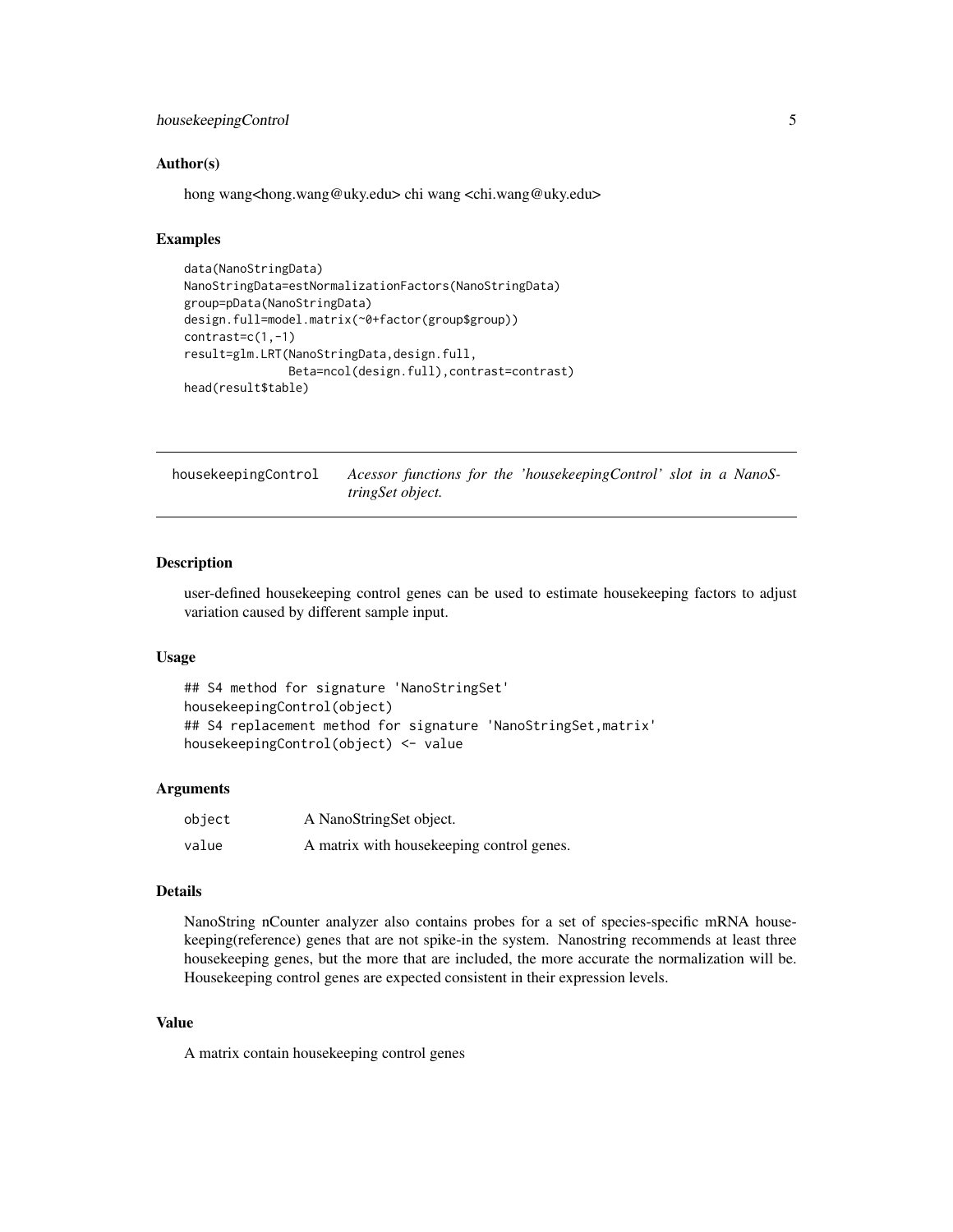### Author(s)

hong wang<hong.wang@uky.edu> chi wang <chi.wang@uky.edu>

### Examples

```
data(NanoStringData)
NanoStringData=estNormalizationFactors(NanoStringData)
group=pData(NanoStringData)
design.full=model.matrix(~0+factor(group$group))
contrast=c(1,-1)
result=glm.LRT(NanoStringData,design.full,
               Beta=ncol(design.full),contrast=contrast)
head(result$table)
```

---

## housekeepingControl — *Acessor functions for the 'housekeepingControl' slot in a NanoStringSet object.*

---

### Description

user-defined housekeeping control genes can be used to estimate housekeeping factors to adjust variation caused by different sample input.

### Usage

```
## S4 method for signature 'NanoStringSet'
housekeepingControl(object)
## S4 replacement method for signature 'NanoStringSet,matrix'
housekeepingControl(object) <- value
```

### Arguments

| | |
|---|---|
| object | A NanoStringSet object. |
| value | A matrix with housekeeping control genes. |

### Details

NanoString nCounter analyzer also contains probes for a set of species-specific mRNA housekeeping(reference) genes that are not spike-in the system. Nanostring recommends at least three housekeeping genes, but the more that are included, the more accurate the normalization will be. Housekeeping control genes are expected consistent in their expression levels.

### Value

A matrix contain housekeeping control genes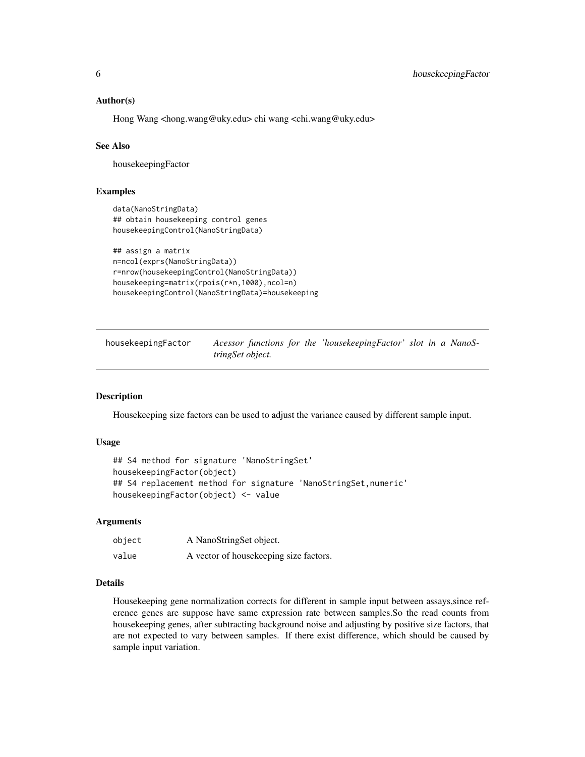### Author(s)

Hong Wang <hong.wang@uky.edu> chi wang <chi.wang@uky.edu>

### See Also

housekeepingFactor

### Examples

```
data(NanoStringData)
## obtain housekeeping control genes
housekeepingControl(NanoStringData)

## assign a matrix
n=ncol(exprs(NanoStringData))
r=nrow(housekeepingControl(NanoStringData))
housekeeping=matrix(rpois(r*n,1000),ncol=n)
housekeepingControl(NanoStringData)=housekeeping
```

---

## housekeepingFactor

*Acessor functions for the 'housekeepingFactor' slot in a NanoStringSet object.*

---

### Description

Housekeeping size factors can be used to adjust the variance caused by different sample input.

### Usage

```
## S4 method for signature 'NanoStringSet'
housekeepingFactor(object)
## S4 replacement method for signature 'NanoStringSet,numeric'
housekeepingFactor(object) <- value
```

### Arguments

| | |
|---|---|
| object | A NanoStringSet object. |
| value | A vector of housekeeping size factors. |

### Details

Housekeeping gene normalization corrects for different in sample input between assays,since reference genes are suppose have same expression rate between samples.So the read counts from housekeeping genes, after subtracting background noise and adjusting by positive size factors, that are not expected to vary between samples. If there exist difference, which should be caused by sample input variation.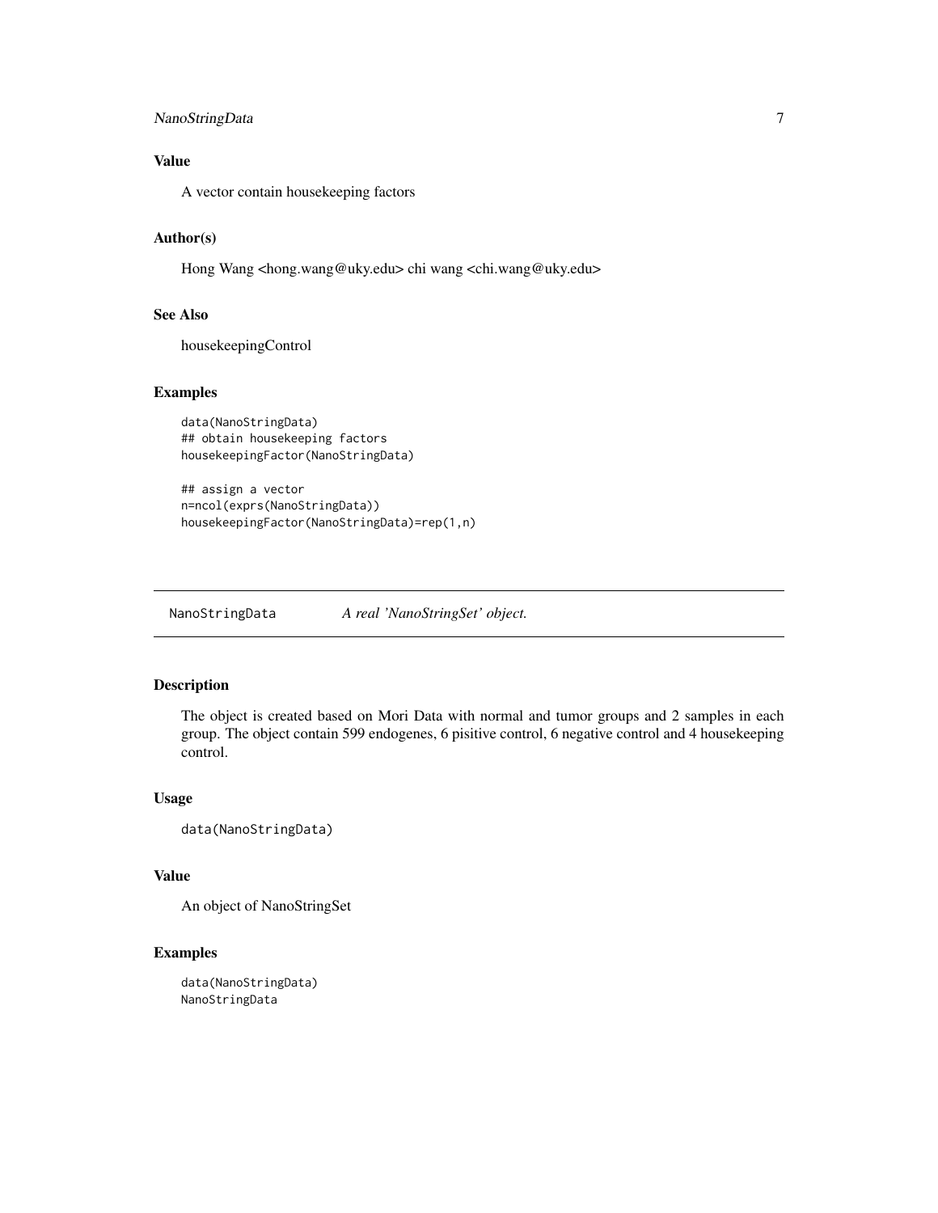## Value

A vector contain housekeeping factors

## Author(s)

Hong Wang <hong.wang@uky.edu> chi wang <chi.wang@uky.edu>

## See Also

housekeepingControl

## Examples

```
data(NanoStringData)
## obtain housekeeping factors
housekeepingFactor(NanoStringData)

## assign a vector
n=ncol(exprs(NanoStringData))
housekeepingFactor(NanoStringData)=rep(1,n)
```

---

# NanoStringData *A real 'NanoStringSet' object.*

## Description

The object is created based on Mori Data with normal and tumor groups and 2 samples in each group. The object contain 599 endogenes, 6 pisitive control, 6 negative control and 4 housekeeping control.

## Usage

```
data(NanoStringData)
```

## Value

An object of NanoStringSet

## Examples

```
data(NanoStringData)
NanoStringData
```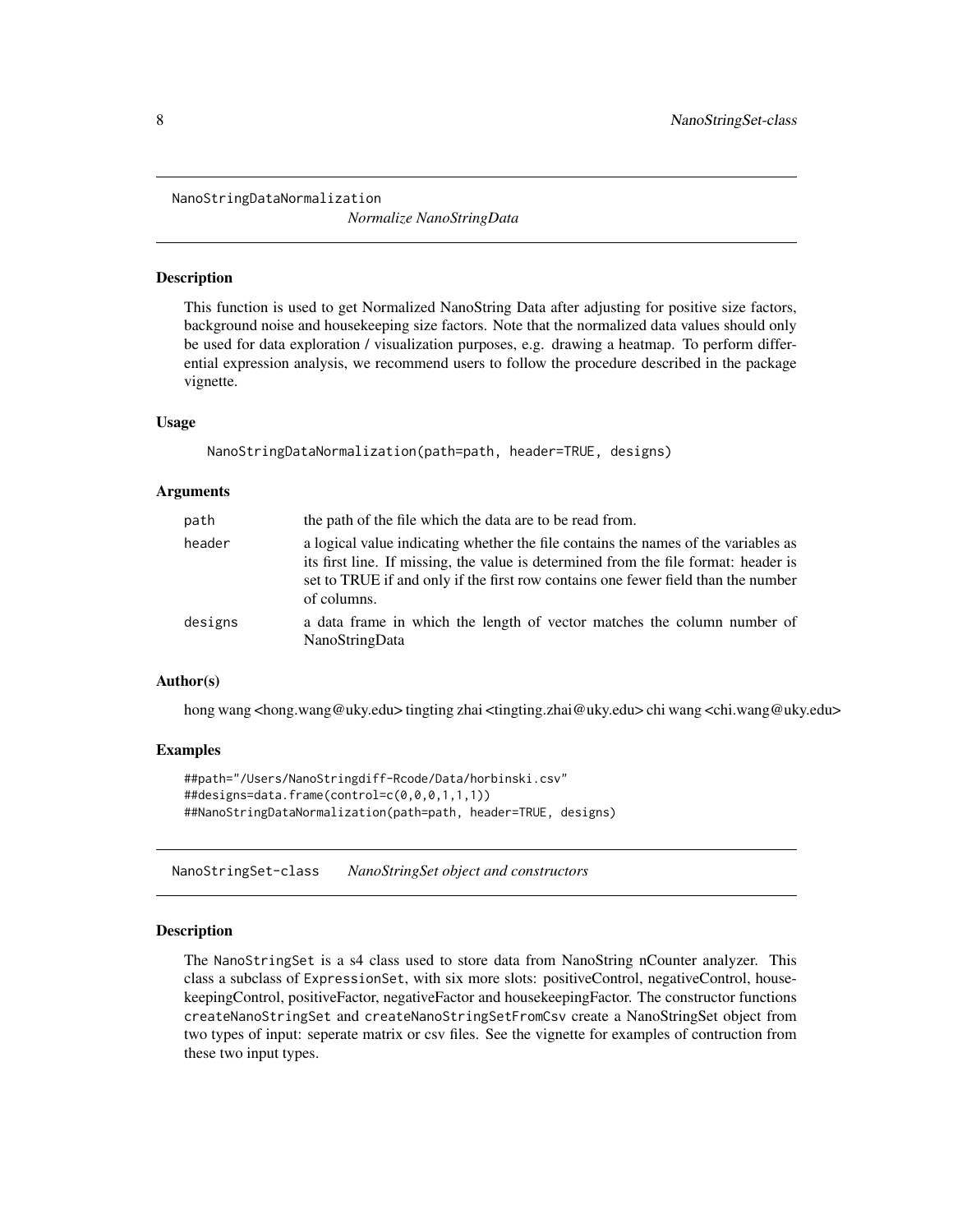## NanoStringDataNormalization *Normalize NanoStringData*

### Description

This function is used to get Normalized NanoString Data after adjusting for positive size factors, background noise and housekeeping size factors. Note that the normalized data values should only be used for data exploration / visualization purposes, e.g. drawing a heatmap. To perform differential expression analysis, we recommend users to follow the procedure described in the package vignette.

### Usage

```
NanoStringDataNormalization(path=path, header=TRUE, designs)
```

### Arguments

| | |
|---|---|
| path | the path of the file which the data are to be read from. |
| header | a logical value indicating whether the file contains the names of the variables as its first line. If missing, the value is determined from the file format: header is set to TRUE if and only if the first row contains one fewer field than the number of columns. |
| designs | a data frame in which the length of vector matches the column number of NanoStringData |

### Author(s)

hong wang <hong.wang@uky.edu> tingting zhai <tingting.zhai@uky.edu> chi wang <chi.wang@uky.edu>

### Examples

```
##path="/Users/NanoStringdiff-Rcode/Data/horbinski.csv"
##designs=data.frame(control=c(0,0,0,1,1,1))
##NanoStringDataNormalization(path=path, header=TRUE, designs)
```

## NanoStringSet-class *NanoStringSet object and constructors*

### Description

The NanoStringSet is a s4 class used to store data from NanoString nCounter analyzer. This class a subclass of ExpressionSet, with six more slots: positiveControl, negativeControl, housekeepingControl, positiveFactor, negativeFactor and housekeepingFactor. The constructor functions createNanoStringSet and createNanoStringSetFromCsv create a NanoStringSet object from two types of input: seperate matrix or csv files. See the vignette for examples of contruction from these two input types.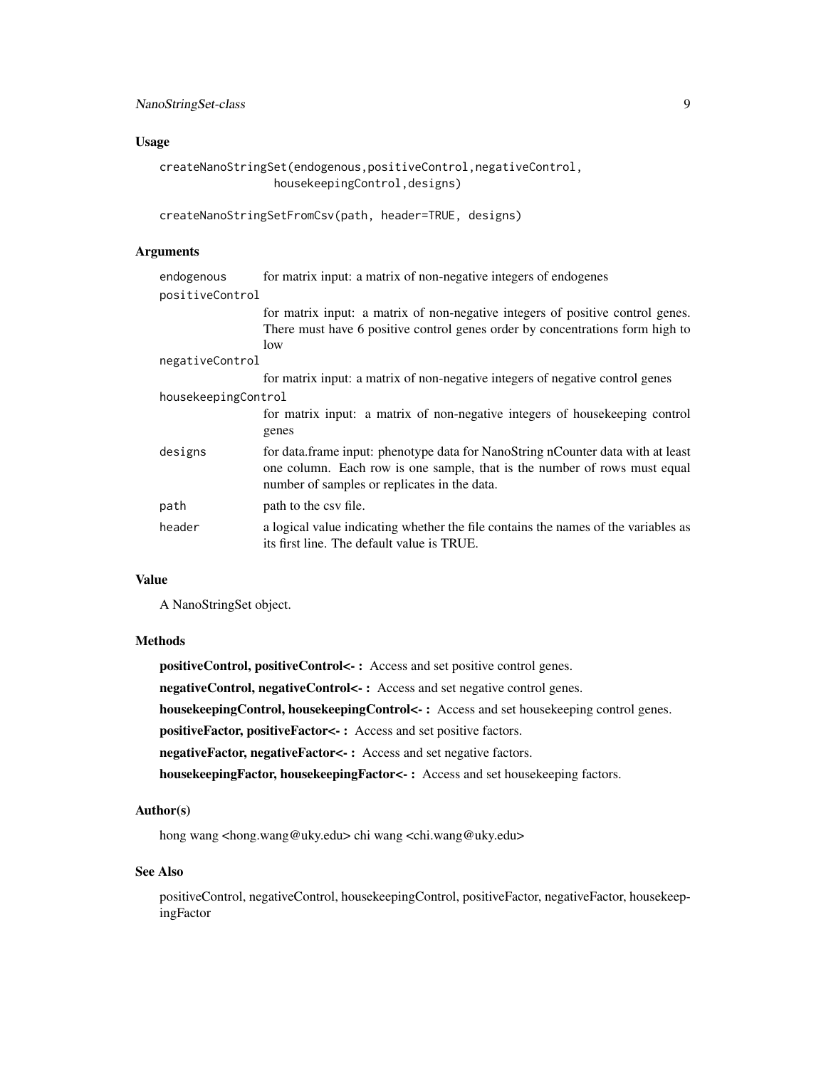## Usage

```
createNanoStringSet(endogenous,positiveControl,negativeControl,
                 housekeepingControl,designs)

createNanoStringSetFromCsv(path, header=TRUE, designs)
```

## Arguments

| | |
|---|---|
| endogenous | for matrix input: a matrix of non-negative integers of endogenes |
| positiveControl | for matrix input: a matrix of non-negative integers of positive control genes. There must have 6 positive control genes order by concentrations form high to low |
| negativeControl | for matrix input: a matrix of non-negative integers of negative control genes |
| housekeepingControl | for matrix input: a matrix of non-negative integers of housekeeping control genes |
| designs | for data.frame input: phenotype data for NanoString nCounter data with at least one column. Each row is one sample, that is the number of rows must equal number of samples or replicates in the data. |
| path | path to the csv file. |
| header | a logical value indicating whether the file contains the names of the variables as its first line. The default value is TRUE. |

## Value

A NanoStringSet object.

## Methods

**positiveControl, positiveControl<- :** Access and set positive control genes.

**negativeControl, negativeControl<- :** Access and set negative control genes.

**housekeepingControl, housekeepingControl<- :** Access and set housekeeping control genes.

**positiveFactor, positiveFactor<- :** Access and set positive factors.

**negativeFactor, negativeFactor<- :** Access and set negative factors.

**housekeepingFactor, housekeepingFactor<- :** Access and set housekeeping factors.

## Author(s)

hong wang <hong.wang@uky.edu> chi wang <chi.wang@uky.edu>

## See Also

positiveControl, negativeControl, housekeepingControl, positiveFactor, negativeFactor, housekeepingFactor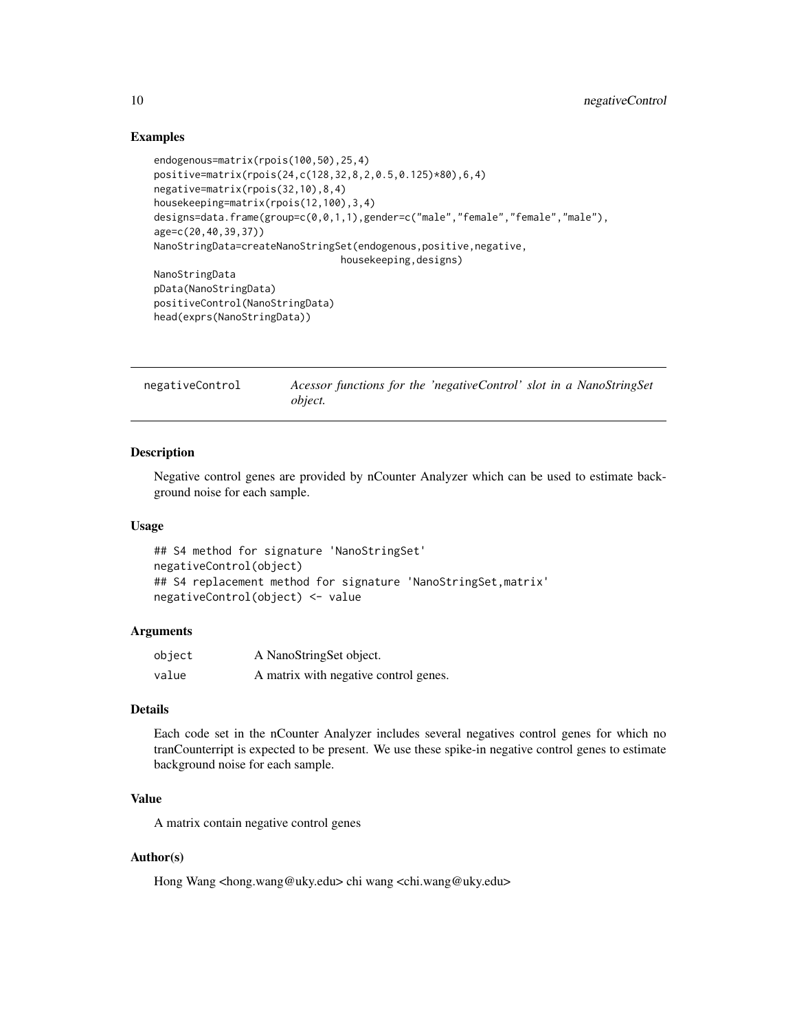### Examples

```
endogenous=matrix(rpois(100,50),25,4)
positive=matrix(rpois(24,c(128,32,8,2,0.5,0.125)*80),6,4)
negative=matrix(rpois(32,10),8,4)
housekeeping=matrix(rpois(12,100),3,4)
designs=data.frame(group=c(0,0,1,1),gender=c("male","female","female","male"),
age=c(20,40,39,37))
NanoStringData=createNanoStringSet(endogenous,positive,negative,
                                   housekeeping,designs)
NanoStringData
pData(NanoStringData)
positiveControl(NanoStringData)
head(exprs(NanoStringData))
```

---

## negativeControl — *Acessor functions for the 'negativeControl' slot in a NanoStringSet object.*

---

### Description

Negative control genes are provided by nCounter Analyzer which can be used to estimate background noise for each sample.

### Usage

```
## S4 method for signature 'NanoStringSet'
negativeControl(object)
## S4 replacement method for signature 'NanoStringSet,matrix'
negativeControl(object) <- value
```

### Arguments

| | |
|---|---|
| `object` | A NanoStringSet object. |
| `value` | A matrix with negative control genes. |

### Details

Each code set in the nCounter Analyzer includes several negatives control genes for which no tranCounterript is expected to be present. We use these spike-in negative control genes to estimate background noise for each sample.

### Value

A matrix contain negative control genes

### Author(s)

Hong Wang <hong.wang@uky.edu> chi wang <chi.wang@uky.edu>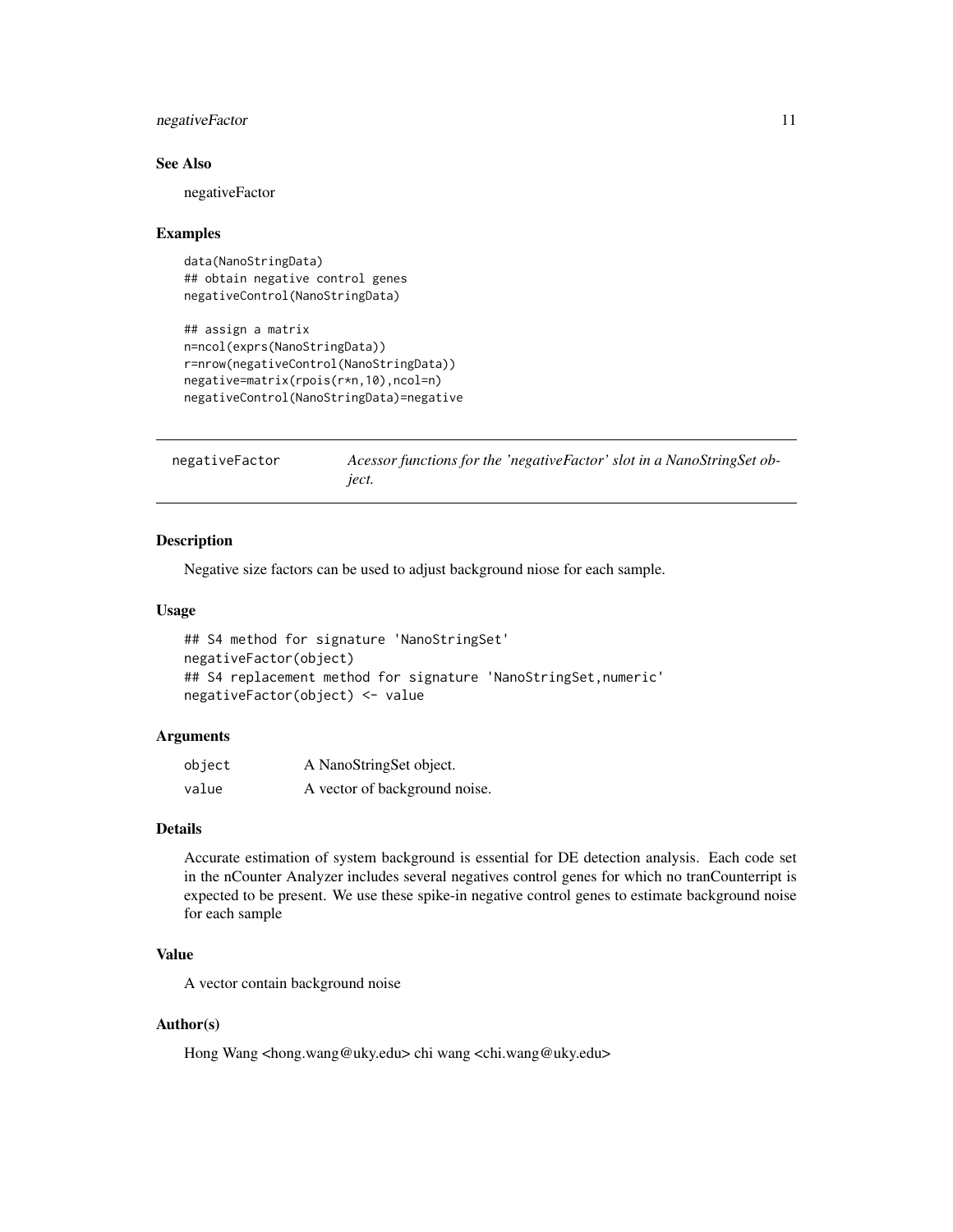### See Also

negativeFactor

### Examples

```
data(NanoStringData)
## obtain negative control genes
negativeControl(NanoStringData)

## assign a matrix
n=ncol(exprs(NanoStringData))
r=nrow(negativeControl(NanoStringData))
negative=matrix(rpois(r*n,10),ncol=n)
negativeControl(NanoStringData)=negative
```

---

## negativeFactor — *Acessor functions for the 'negativeFactor' slot in a NanoStringSet object.*

---

### Description

Negative size factors can be used to adjust background niose for each sample.

### Usage

```
## S4 method for signature 'NanoStringSet'
negativeFactor(object)
## S4 replacement method for signature 'NanoStringSet,numeric'
negativeFactor(object) <- value
```

### Arguments

| | |
|---|---|
| `object` | A NanoStringSet object. |
| `value` | A vector of background noise. |

### Details

Accurate estimation of system background is essential for DE detection analysis. Each code set in the nCounter Analyzer includes several negatives control genes for which no tranCounterript is expected to be present. We use these spike-in negative control genes to estimate background noise for each sample

### Value

A vector contain background noise

### Author(s)

Hong Wang <hong.wang@uky.edu> chi wang <chi.wang@uky.edu>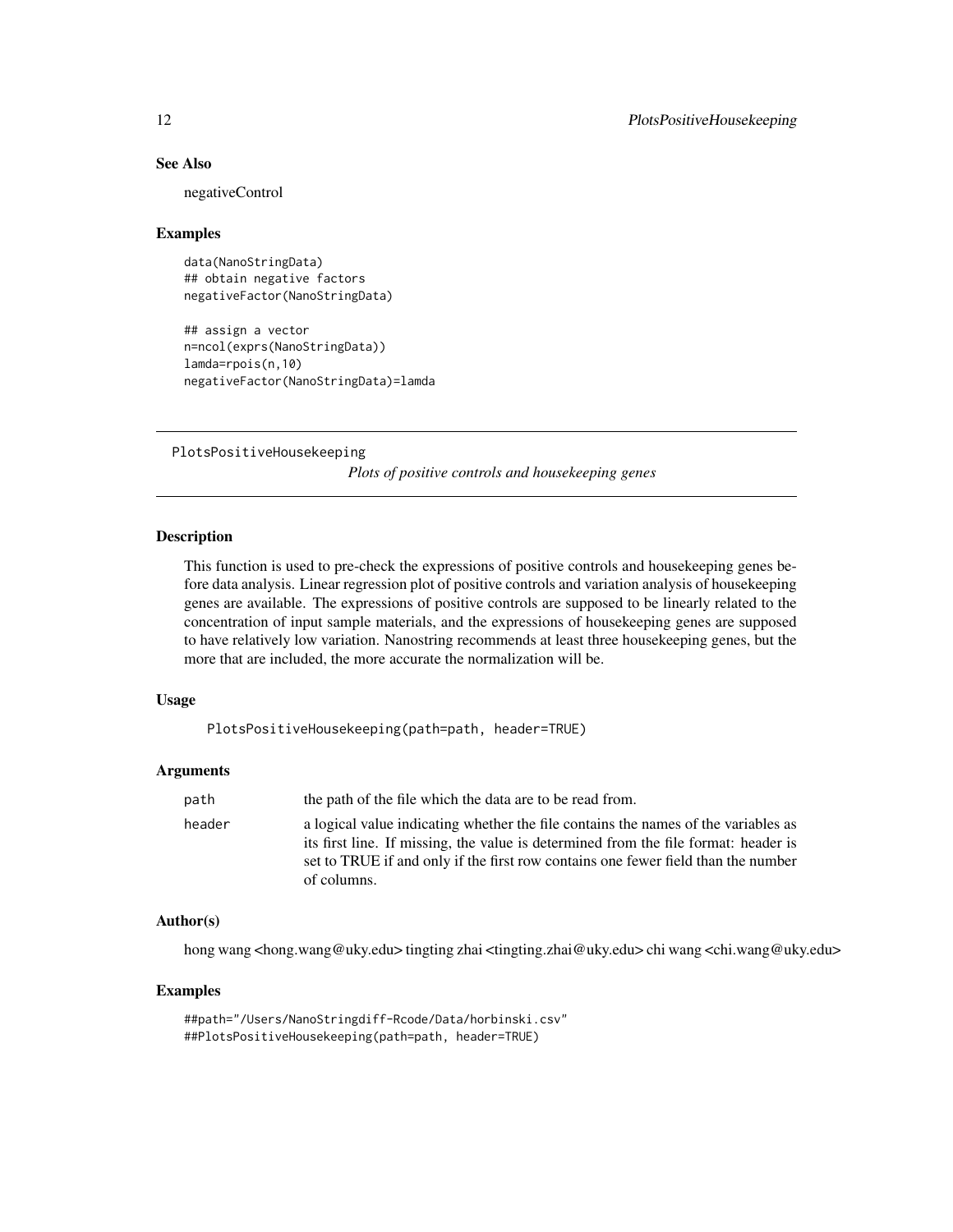### See Also

negativeControl

### Examples

```
data(NanoStringData)
## obtain negative factors
negativeFactor(NanoStringData)

## assign a vector
n=ncol(exprs(NanoStringData))
lamda=rpois(n,10)
negativeFactor(NanoStringData)=lamda
```

---

## PlotsPositiveHousekeeping

*Plots of positive controls and housekeeping genes*

---

### Description

This function is used to pre-check the expressions of positive controls and housekeeping genes before data analysis. Linear regression plot of positive controls and variation analysis of housekeeping genes are available. The expressions of positive controls are supposed to be linearly related to the concentration of input sample materials, and the expressions of housekeeping genes are supposed to have relatively low variation. Nanostring recommends at least three housekeeping genes, but the more that are included, the more accurate the normalization will be.

### Usage

```
PlotsPositiveHousekeeping(path=path, header=TRUE)
```

### Arguments

| | |
|---|---|
| path | the path of the file which the data are to be read from. |
| header | a logical value indicating whether the file contains the names of the variables as its first line. If missing, the value is determined from the file format: header is set to TRUE if and only if the first row contains one fewer field than the number of columns. |

### Author(s)

hong wang <hong.wang@uky.edu> tingting zhai <tingting.zhai@uky.edu> chi wang <chi.wang@uky.edu>

### Examples

```
##path="/Users/NanoStringdiff-Rcode/Data/horbinski.csv"
##PlotsPositiveHousekeeping(path=path, header=TRUE)
```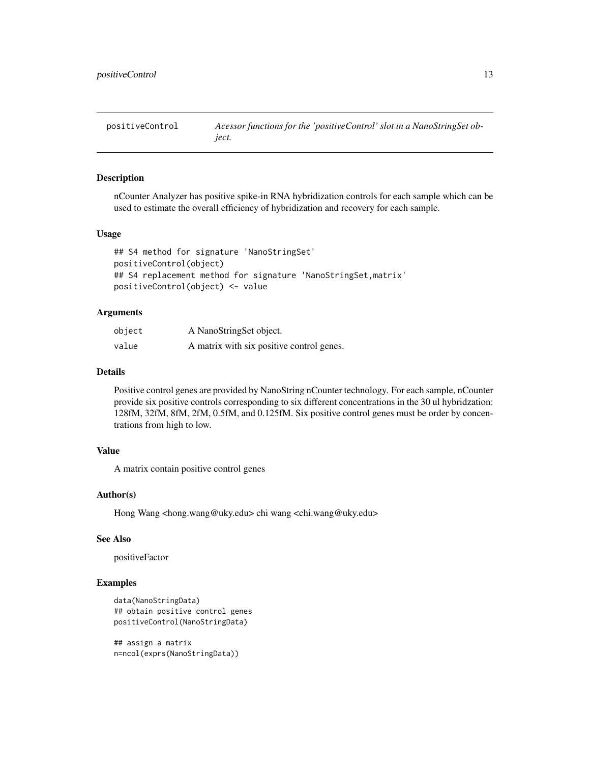positiveControl — *Acessor functions for the 'positiveControl' slot in a NanoStringSet object.*

### Description

nCounter Analyzer has positive spike-in RNA hybridization controls for each sample which can be used to estimate the overall efficiency of hybridization and recovery for each sample.

### Usage

```
## S4 method for signature 'NanoStringSet'
positiveControl(object)
## S4 replacement method for signature 'NanoStringSet,matrix'
positiveControl(object) <- value
```

### Arguments

| | |
|---|---|
| `object` | A NanoStringSet object. |
| `value` | A matrix with six positive control genes. |

### Details

Positive control genes are provided by NanoString nCounter technology. For each sample, nCounter provide six positive controls corresponding to six different concentrations in the 30 ul hybridzation: 128fM, 32fM, 8fM, 2fM, 0.5fM, and 0.125fM. Six positive control genes must be order by concentrations from high to low.

### Value

A matrix contain positive control genes

### Author(s)

Hong Wang <hong.wang@uky.edu> chi wang <chi.wang@uky.edu>

### See Also

positiveFactor

### Examples

```
data(NanoStringData)
## obtain positive control genes
positiveControl(NanoStringData)

## assign a matrix
n=ncol(exprs(NanoStringData))
```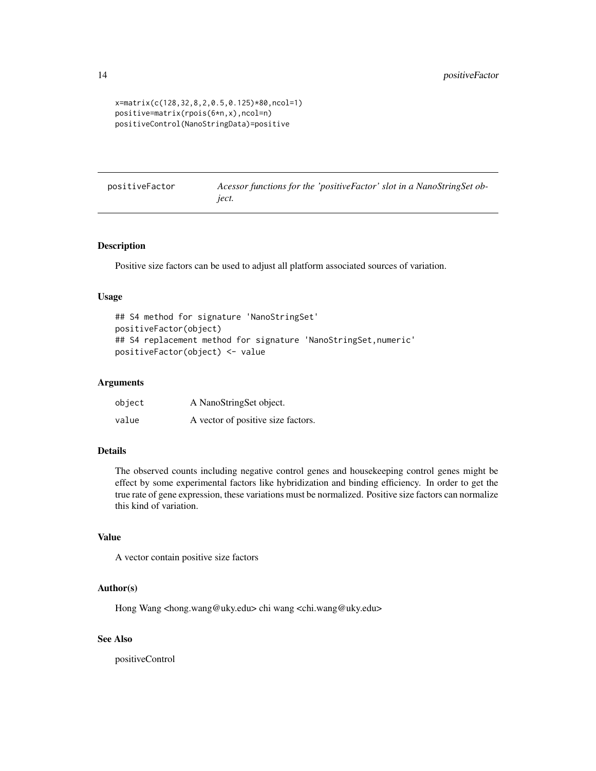```
x=matrix(c(128,32,8,2,0.5,0.125)*80,ncol=1)
positive=matrix(rpois(6*n,x),ncol=n)
positiveControl(NanoStringData)=positive
```

---

## positiveFactor — *Acessor functions for the 'positiveFactor' slot in a NanoStringSet object.*

---

### Description

Positive size factors can be used to adjust all platform associated sources of variation.

### Usage

```
## S4 method for signature 'NanoStringSet'
positiveFactor(object)
## S4 replacement method for signature 'NanoStringSet,numeric'
positiveFactor(object) <- value
```

### Arguments

| | |
|---|---|
| `object` | A NanoStringSet object. |
| `value` | A vector of positive size factors. |

### Details

The observed counts including negative control genes and housekeeping control genes might be effect by some experimental factors like hybridization and binding efficiency. In order to get the true rate of gene expression, these variations must be normalized. Positive size factors can normalize this kind of variation.

### Value

A vector contain positive size factors

### Author(s)

Hong Wang <hong.wang@uky.edu> chi wang <chi.wang@uky.edu>

### See Also

positiveControl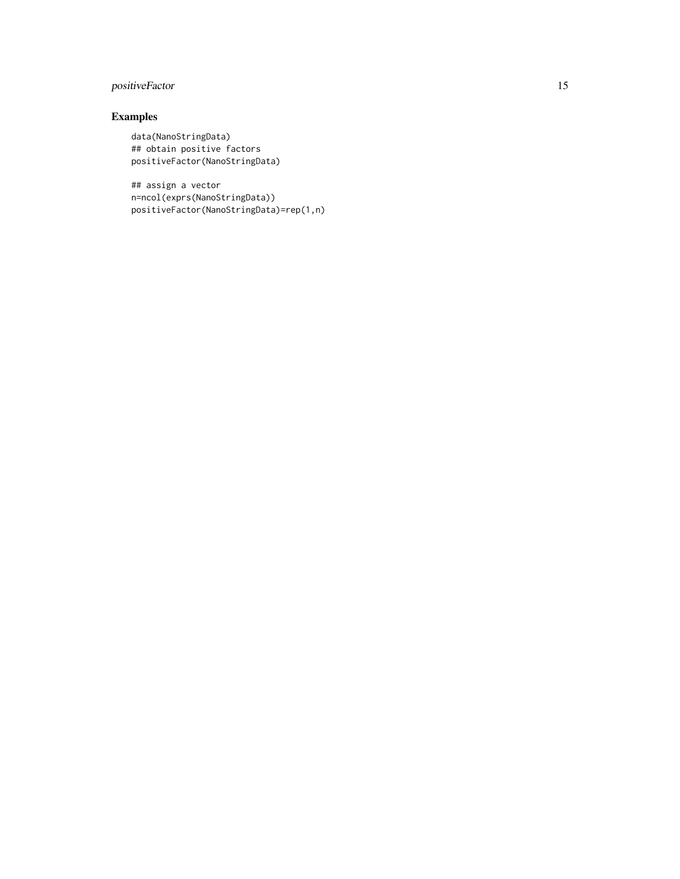## Examples

```
data(NanoStringData)
## obtain positive factors
positiveFactor(NanoStringData)

## assign a vector
n=ncol(exprs(NanoStringData))
positiveFactor(NanoStringData)=rep(1,n)
```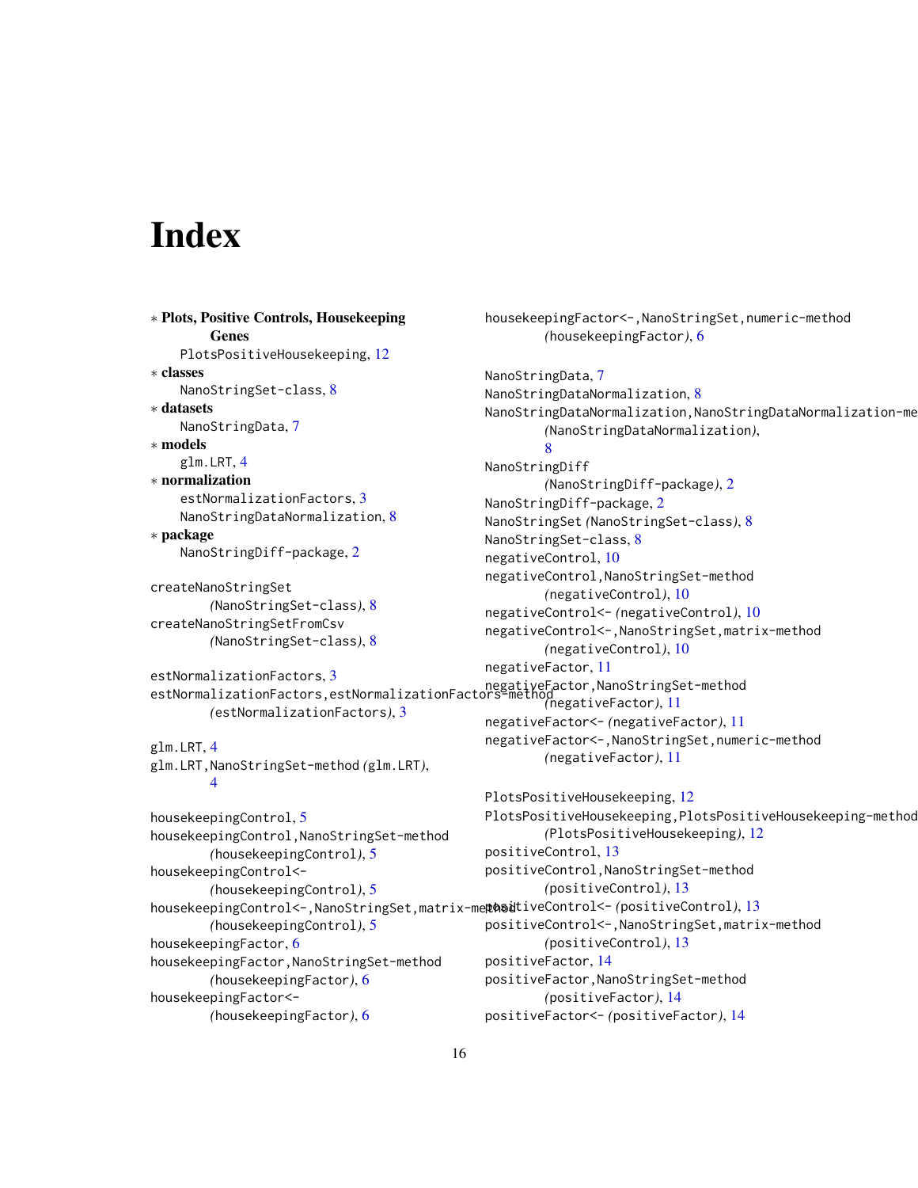# Index

∗ **Plots, Positive Controls, Housekeeping Genes**
  PlotsPositiveHousekeeping, 12

∗ **classes**
  NanoStringSet-class, 8

∗ **datasets**
  NanoStringData, 7

∗ **models**
  glm.LRT, 4

∗ **normalization**
  estNormalizationFactors, 3
  NanoStringDataNormalization, 8

∗ **package**
  NanoStringDiff-package, 2

createNanoStringSet *(NanoStringSet-class)*, 8
createNanoStringSetFromCsv *(NanoStringSet-class)*, 8

estNormalizationFactors, 3
estNormalizationFactors,estNormalizationFactors-method *(estNormalizationFactors)*, 3

glm.LRT, 4
glm.LRT,NanoStringSet-method *(glm.LRT)*, 4

housekeepingControl, 5
housekeepingControl,NanoStringSet-method *(housekeepingControl)*, 5
housekeepingControl<- *(housekeepingControl)*, 5
housekeepingControl<-,NanoStringSet,matrix-method *(housekeepingControl)*, 5
housekeepingFactor, 6
housekeepingFactor,NanoStringSet-method *(housekeepingFactor)*, 6
housekeepingFactor<- *(housekeepingFactor)*, 6
housekeepingFactor<-,NanoStringSet,numeric-method *(housekeepingFactor)*, 6

NanoStringData, 7
NanoStringDataNormalization, 8
NanoStringDataNormalization,NanoStringDataNormalization-method *(NanoStringDataNormalization)*, 8
NanoStringDiff *(NanoStringDiff-package)*, 2
NanoStringDiff-package, 2
NanoStringSet *(NanoStringSet-class)*, 8
NanoStringSet-class, 8
negativeControl, 10
negativeControl,NanoStringSet-method *(negativeControl)*, 10
negativeControl<- *(negativeControl)*, 10
negativeControl<-,NanoStringSet,matrix-method *(negativeControl)*, 10
negativeFactor, 11
negativeFactor,NanoStringSet-method *(negativeFactor)*, 11
negativeFactor<- *(negativeFactor)*, 11
negativeFactor<-,NanoStringSet,numeric-method *(negativeFactor)*, 11

PlotsPositiveHousekeeping, 12
PlotsPositiveHousekeeping,PlotsPositiveHousekeeping-method *(PlotsPositiveHousekeeping)*, 12
positiveControl, 13
positiveControl,NanoStringSet-method *(positiveControl)*, 13
positiveControl<- *(positiveControl)*, 13
positiveControl<-,NanoStringSet,matrix-method *(positiveControl)*, 13
positiveFactor, 14
positiveFactor,NanoStringSet-method *(positiveFactor)*, 14
positiveFactor<- *(positiveFactor)*, 14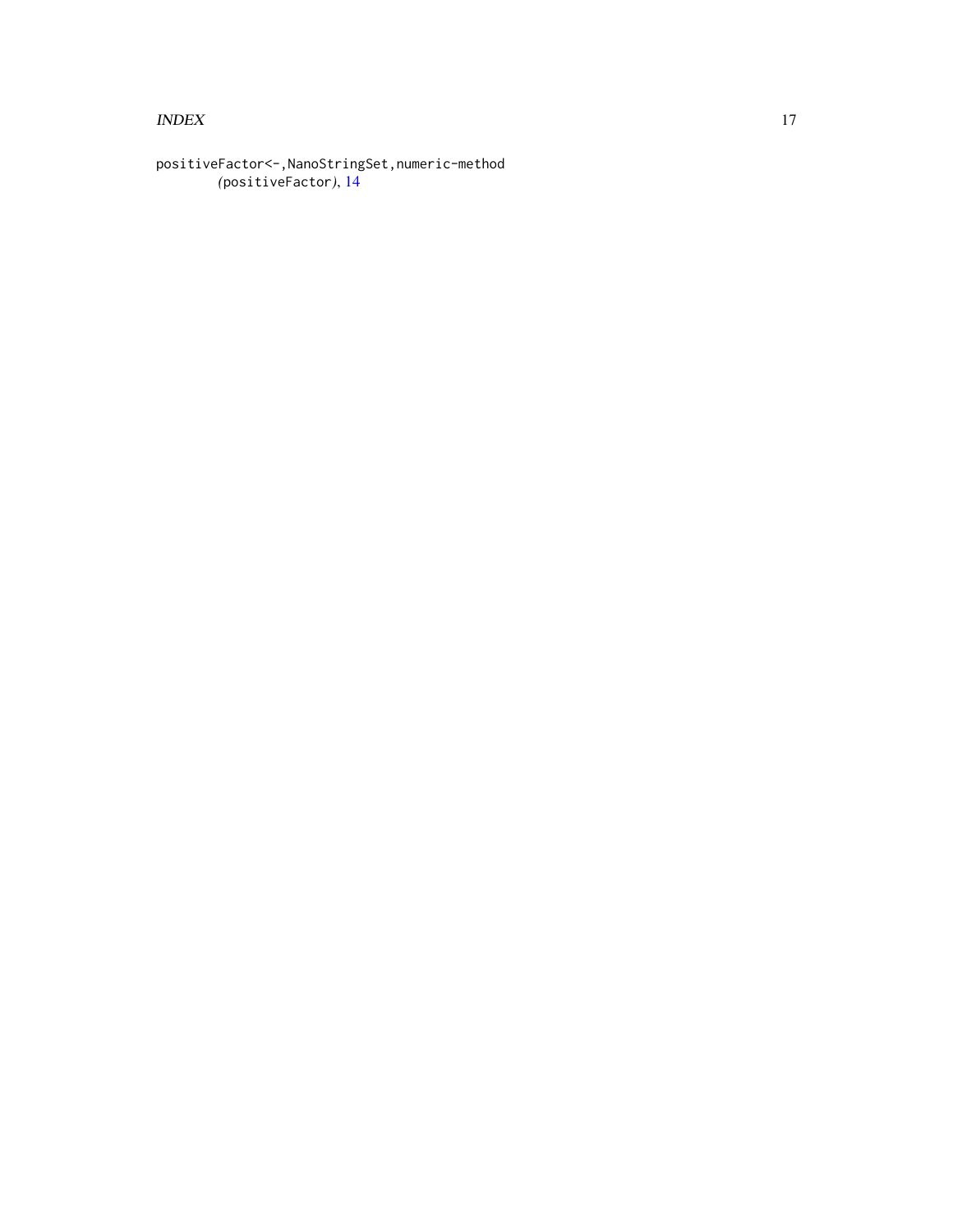positiveFactor<-,NanoStringSet,numeric-method
        *(*positiveFactor*)*, 14